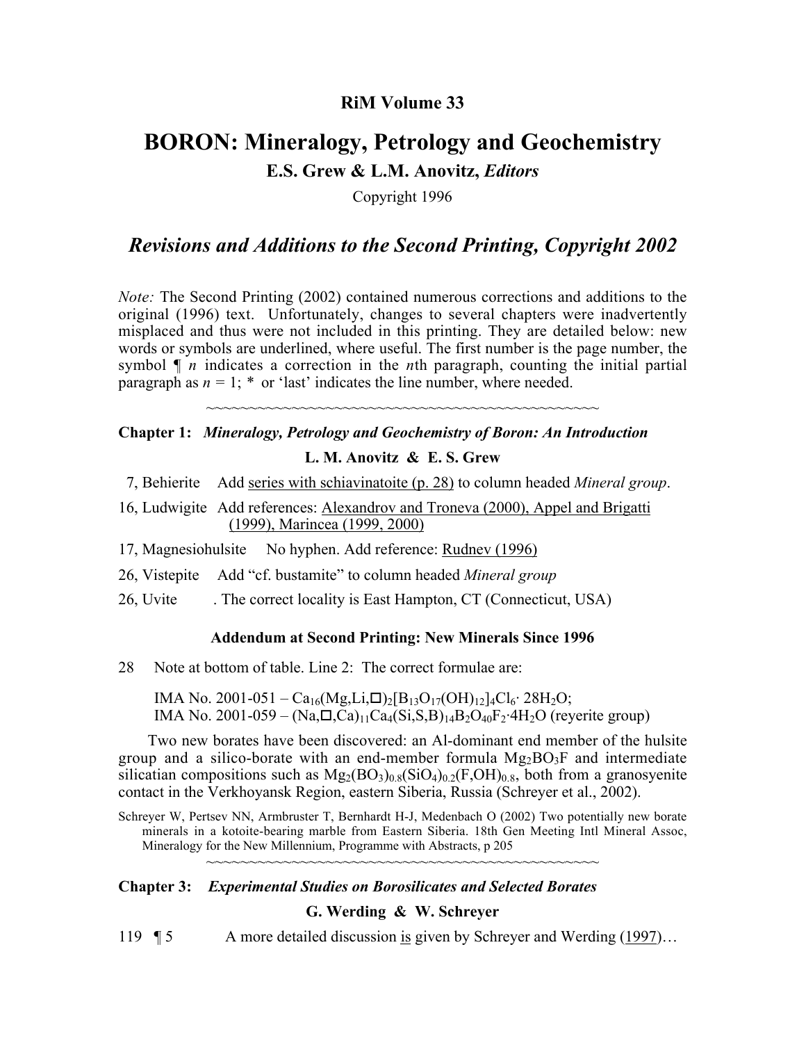## RiM Volume 33

# BORON: Mineralogy, Petrology and Geochemistry

**E.S. Grew & L.M. Anovitz, *Editors***

Copyright 1996

## *Revisions and Additions to the Second Printing, Copyright 2002*

*Note:* The Second Printing (2002) contained numerous corrections and additions to the original (1996) text. Unfortunately, changes to several chapters were inadvertently misplaced and thus were not included in this printing. They are detailed below: new words or symbols are underlined, where useful. The first number is the page number, the symbol ¶ *n* indicates a correction in the *n*th paragraph, counting the initial partial paragraph as *n* = 1; * or 'last' indicates the line number, where needed.

~~~~~~~~~~~~~~~~~~~~~~~~~~~~~~~~~~~~~~~~~~~~~~~~

### Chapter 1: *Mineralogy, Petrology and Geochemistry of Boron: An Introduction*

**L. M. Anovitz & E. S. Grew**

7, Behierite  Add <u>series with schiavinatoite (p. 28)</u> to column headed *Mineral group*.

16, Ludwigite  Add references: <u>Alexandrov and Troneva (2000), Appel and Brigatti (1999), Marincea (1999, 2000)</u>

17, Magnesiohulsite  No hyphen. Add reference: <u>Rudnev (1996)</u>

26, Vistepite  Add "cf. bustamite" to column headed *Mineral group*

26, Uvite  . The correct locality is East Hampton, CT (Connecticut, USA)

#### Addendum at Second Printing: New Minerals Since 1996

28  Note at bottom of table. Line 2: The correct formulae are:

IMA No. 2001-051 – $Ca_{16}(Mg,Li,\square)_2[B_{13}O_{17}(OH)_{12}]_4Cl_6\cdot 28H_2O$;
IMA No. 2001-059 – $(Na,\square,Ca)_{11}Ca_4(Si,S,B)_{14}B_2O_{40}F_2\cdot 4H_2O$ (reyerite group)

Two new borates have been discovered: an Al-dominant end member of the hulsite group and a silico-borate with an end-member formula $Mg_2BO_3F$ and intermediate silicatian compositions such as $Mg_2(BO_3)_{0.8}(SiO_4)_{0.2}(F,OH)_{0.8}$, both from a granosyenite contact in the Verkhoyansk Region, eastern Siberia, Russia (Schreyer et al., 2002).

Schreyer W, Pertsev NN, Armbruster T, Bernhardt H-J, Medenbach O (2002) Two potentially new borate minerals in a kotoite-bearing marble from Eastern Siberia. 18th Gen Meeting Intl Mineral Assoc, Mineralogy for the New Millennium, Programme with Abstracts, p 205

~~~~~~~~~~~~~~~~~~~~~~~~~~~~~~~~~~~~~~~~~~~~~~~~

### Chapter 3: *Experimental Studies on Borosilicates and Selected Borates*

**G. Werding & W. Schreyer**

119 ¶ 5  A more detailed discussion <u>is</u> given by Schreyer and Werding (<u>1997</u>)…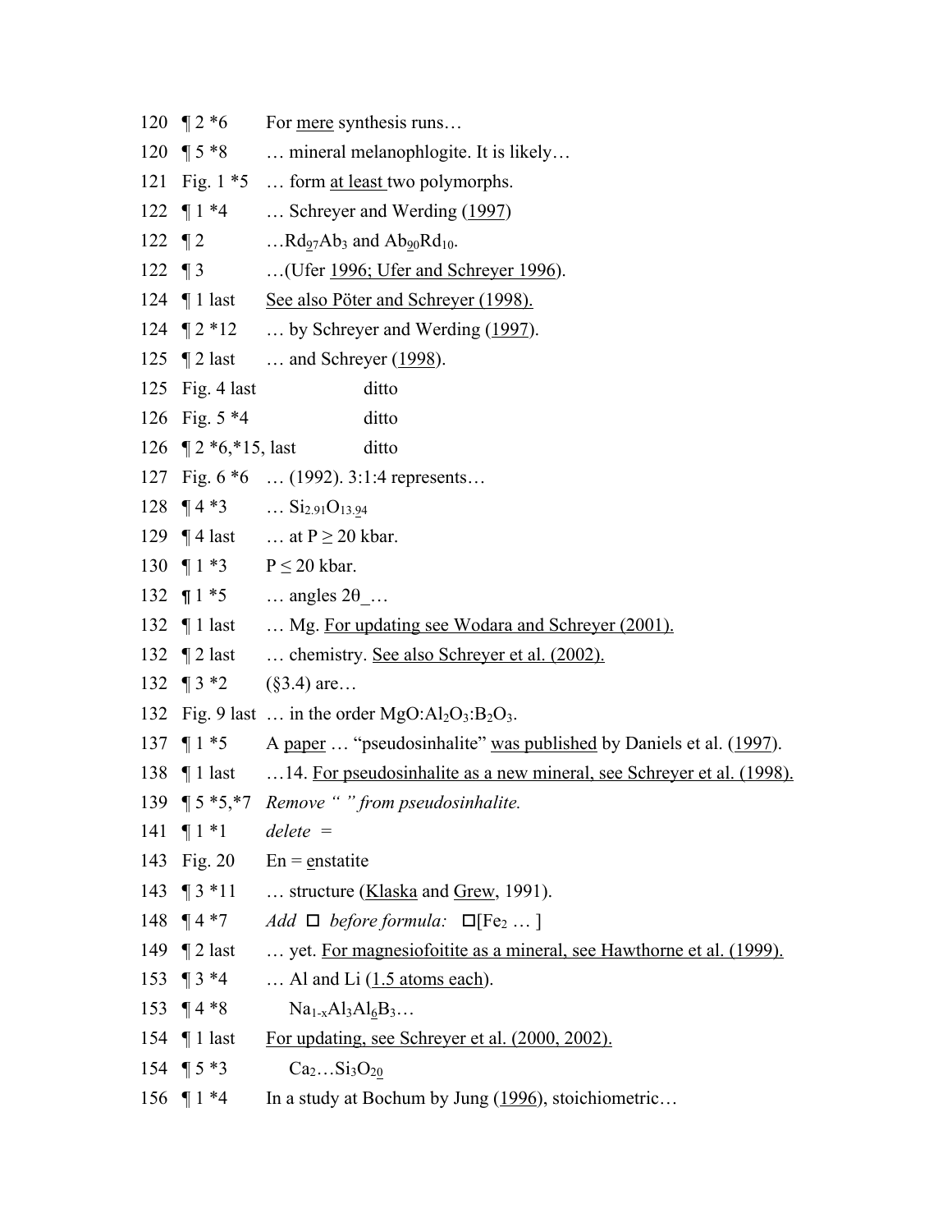| | | |
|---|---|---|
| 120 | ¶ 2 *6 | For <u>mere</u> synthesis runs… |
| 120 | ¶ 5 *8 | … mineral melanophlogite. It is likely… |
| 121 | Fig. 1 *5 | … form <u>at least</u> two polymorphs. |
| 122 | ¶ 1 *4 | … Schreyer and Werding (<u>1997</u>) |
| 122 | ¶ 2 | …$Rd_{\underline{97}}Ab_3$ and $Ab_{\underline{90}}Rd_{10}$. |
| 122 | ¶ 3 | …(Ufer <u>1996; Ufer and Schreyer 1996</u>). |
| 124 | ¶ 1 last | <u>See also Pöter and Schreyer (1998).</u> |
| 124 | ¶ 2 *12 | … by Schreyer and Werding (<u>1997</u>). |
| 125 | ¶ 2 last | … and Schreyer (<u>1998</u>). |
| 125 | Fig. 4 last | ditto |
| 126 | Fig. 5 *4 | ditto |
| 126 | ¶ 2 *6,*15, last | ditto |
| 127 | Fig. 6 *6 | … (1992). 3:1:4 represents… |
| 128 | ¶ 4 *3 | … $Si_{2.91}O_{13.\underline{9}4}$ |
| 129 | ¶ 4 last | … at P ≥ 20 kbar. |
| 130 | ¶ 1 *3 | P ≤ 20 kbar. |
| 132 | ¶ 1 *5 | … angles 2θ_… |
| 132 | ¶ 1 last | … Mg. <u>For updating see Wodara and Schreyer (2001).</u> |
| 132 | ¶ 2 last | … chemistry. <u>See also Schreyer et al. (2002).</u> |
| 132 | ¶ 3 *2 | (§3.4) are… |
| 132 | Fig. 9 last | … in the order $MgO:Al_2O_3:B_2O_3$. |
| 137 | ¶ 1 *5 | A <u>paper</u> … "pseudosinhalite" <u>was published</u> by Daniels et al. (<u>1997</u>). |
| 138 | ¶ 1 last | …14. <u>For pseudosinhalite as a new mineral, see Schreyer et al. (1998).</u> |
| 139 | ¶ 5 *5,*7 | *Remove " " from pseudosinhalite.* |
| 141 | ¶ 1 *1 | *delete* = |
| 143 | Fig. 20 | En = <u>e</u>nstatite |
| 143 | ¶ 3 *11 | … structure (<u>Klaska</u> and <u>Grew</u>, 1991). |
| 148 | ¶ 4 *7 | *Add* □ *before formula:* □$[Fe_2$ … ] |
| 149 | ¶ 2 last | … yet. <u>For magnesiofoitite as a mineral, see Hawthorne et al. (1999).</u> |
| 153 | ¶ 3 *4 | … Al and Li (<u>1.5 atoms each</u>). |
| 153 | ¶ 4 *8 | $Na_{1-x}Al_3Al_{\underline{6}}B_3$… |
| 154 | ¶ 1 last | <u>For updating, see Schreyer et al. (2000, 2002).</u> |
| 154 | ¶ 5 *3 | $Ca_2…Si_3O_{\underline{20}}$ |
| 156 | ¶ 1 *4 | In a study at Bochum by Jung (<u>1996</u>), stoichiometric… |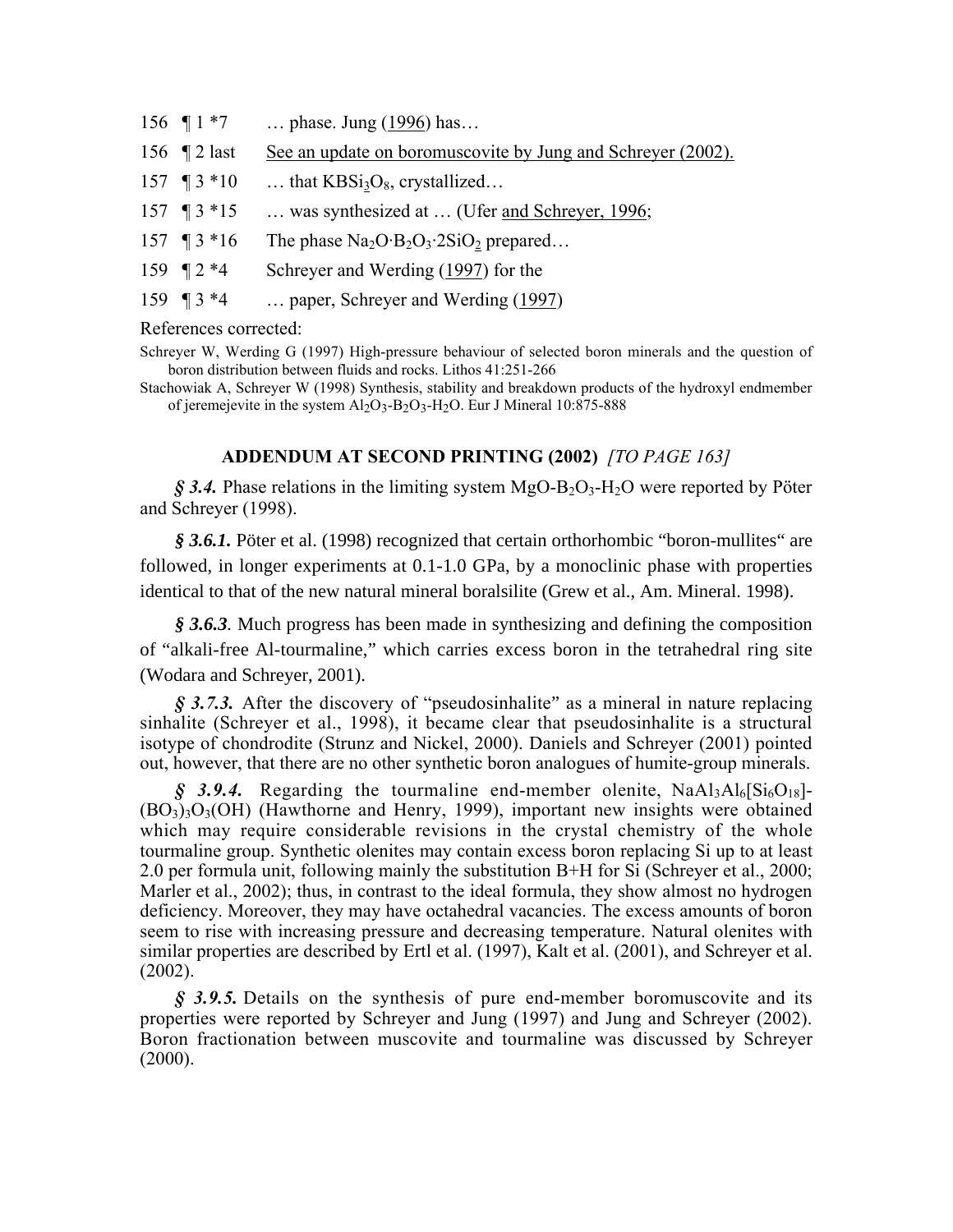156 ¶ 1 *7 … phase. Jung (1996) has…

156 ¶ 2 last See an update on boromuscovite by Jung and Schreyer (2002).

157 ¶ 3 *10 … that $KBSi_3O_8$, crystallized…

157 ¶ 3 *15 … was synthesized at … (Ufer and Schreyer, 1996;

157 ¶ 3 *16 The phase $Na_2O{\cdot}B_2O_3{\cdot}2SiO_2$ prepared…

159 ¶ 2 *4 Schreyer and Werding (1997) for the

159 ¶ 3 *4 … paper, Schreyer and Werding (1997)

References corrected:

Schreyer W, Werding G (1997) High-pressure behaviour of selected boron minerals and the question of boron distribution between fluids and rocks. Lithos 41:251-266

Stachowiak A, Schreyer W (1998) Synthesis, stability and breakdown products of the hydroxyl endmember of jeremejevite in the system $Al_2O_3$-$B_2O_3$-$H_2O$. Eur J Mineral 10:875-888

## ADDENDUM AT SECOND PRINTING (2002) *[TO PAGE 163]*

***§ 3.4.*** Phase relations in the limiting system $MgO$-$B_2O_3$-$H_2O$ were reported by Pöter and Schreyer (1998).

***§ 3.6.1.*** Pöter et al. (1998) recognized that certain orthorhombic "boron-mullites" are followed, in longer experiments at 0.1-1.0 GPa, by a monoclinic phase with properties identical to that of the new natural mineral boralsilite (Grew et al., Am. Mineral. 1998).

***§ 3.6.3***. Much progress has been made in synthesizing and defining the composition of "alkali-free Al-tourmaline," which carries excess boron in the tetrahedral ring site (Wodara and Schreyer, 2001).

***§ 3.7.3.*** After the discovery of "pseudosinhalite" as a mineral in nature replacing sinhalite (Schreyer et al., 1998), it became clear that pseudosinhalite is a structural isotype of chondrodite (Strunz and Nickel, 2000). Daniels and Schreyer (2001) pointed out, however, that there are no other synthetic boron analogues of humite-group minerals.

***§ 3.9.4.*** Regarding the tourmaline end-member olenite, $NaAl_3Al_6[Si_6O_{18}]$-$(BO_3)_3O_3(OH)$ (Hawthorne and Henry, 1999), important new insights were obtained which may require considerable revisions in the crystal chemistry of the whole tourmaline group. Synthetic olenites may contain excess boron replacing Si up to at least 2.0 per formula unit, following mainly the substitution B+H for Si (Schreyer et al., 2000; Marler et al., 2002); thus, in contrast to the ideal formula, they show almost no hydrogen deficiency. Moreover, they may have octahedral vacancies. The excess amounts of boron seem to rise with increasing pressure and decreasing temperature. Natural olenites with similar properties are described by Ertl et al. (1997), Kalt et al. (2001), and Schreyer et al. (2002).

***§ 3.9.5.*** Details on the synthesis of pure end-member boromuscovite and its properties were reported by Schreyer and Jung (1997) and Jung and Schreyer (2002). Boron fractionation between muscovite and tourmaline was discussed by Schreyer (2000).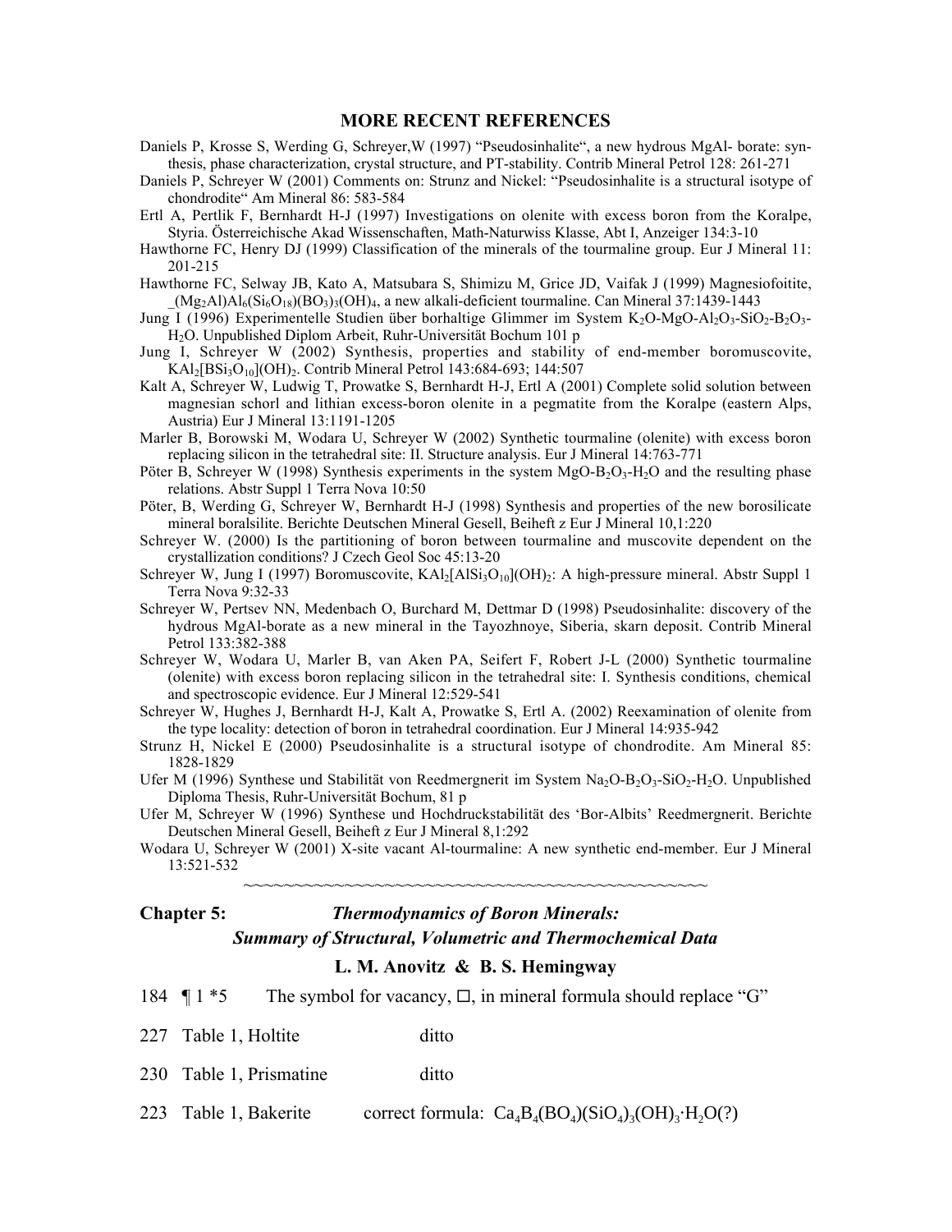## MORE RECENT REFERENCES

Daniels P, Krosse S, Werding G, Schreyer,W (1997) "Pseudosinhalite", a new hydrous MgAl- borate: synthesis, phase characterization, crystal structure, and PT-stability. Contrib Mineral Petrol 128: 261-271

Daniels P, Schreyer W (2001) Comments on: Strunz and Nickel: "Pseudosinhalite is a structural isotype of chondrodite" Am Mineral 86: 583-584

Ertl A, Pertlik F, Bernhardt H-J (1997) Investigations on olenite with excess boron from the Koralpe, Styria. Österreichische Akad Wissenschaften, Math-Naturwiss Klasse, Abt I, Anzeiger 134:3-10

Hawthorne FC, Henry DJ (1999) Classification of the minerals of the tourmaline group. Eur J Mineral 11: 201-215

Hawthorne FC, Selway JB, Kato A, Matsubara S, Shimizu M, Grice JD, Vaifak J (1999) Magnesiofoitite, _$(Mg_2Al)Al_6(Si_6O_{18})(BO_3)_3(OH)_4$, a new alkali-deficient tourmaline. Can Mineral 37:1439-1443

Jung I (1996) Experimentelle Studien über borhaltige Glimmer im System $K_2O$-$MgO$-$Al_2O_3$-$SiO_2$-$B_2O_3$-$H_2O$. Unpublished Diplom Arbeit, Ruhr-Universität Bochum 101 p

Jung I, Schreyer W (2002) Synthesis, properties and stability of end-member boromuscovite, $KAl_2[BSi_3O_{10}](OH)_2$. Contrib Mineral Petrol 143:684-693; 144:507

Kalt A, Schreyer W, Ludwig T, Prowatke S, Bernhardt H-J, Ertl A (2001) Complete solid solution between magnesian schorl and lithian excess-boron olenite in a pegmatite from the Koralpe (eastern Alps, Austria) Eur J Mineral 13:1191-1205

Marler B, Borowski M, Wodara U, Schreyer W (2002) Synthetic tourmaline (olenite) with excess boron replacing silicon in the tetrahedral site: II. Structure analysis. Eur J Mineral 14:763-771

Pöter B, Schreyer W (1998) Synthesis experiments in the system $MgO$-$B_2O_3$-$H_2O$ and the resulting phase relations. Abstr Suppl 1 Terra Nova 10:50

Pöter, B, Werding G, Schreyer W, Bernhardt H-J (1998) Synthesis and properties of the new borosilicate mineral boralsilite. Berichte Deutschen Mineral Gesell, Beiheft z Eur J Mineral 10,1:220

Schreyer W. (2000) Is the partitioning of boron between tourmaline and muscovite dependent on the crystallization conditions? J Czech Geol Soc 45:13-20

Schreyer W, Jung I (1997) Boromuscovite, $KAl_2[AlSi_3O_{10}](OH)_2$: A high-pressure mineral. Abstr Suppl 1 Terra Nova 9:32-33

Schreyer W, Pertsev NN, Medenbach O, Burchard M, Dettmar D (1998) Pseudosinhalite: discovery of the hydrous MgAl-borate as a new mineral in the Tayozhnoye, Siberia, skarn deposit. Contrib Mineral Petrol 133:382-388

Schreyer W, Wodara U, Marler B, van Aken PA, Seifert F, Robert J-L (2000) Synthetic tourmaline (olenite) with excess boron replacing silicon in the tetrahedral site: I. Synthesis conditions, chemical and spectroscopic evidence. Eur J Mineral 12:529-541

Schreyer W, Hughes J, Bernhardt H-J, Kalt A, Prowatke S, Ertl A. (2002) Reexamination of olenite from the type locality: detection of boron in tetrahedral coordination. Eur J Mineral 14:935-942

Strunz H, Nickel E (2000) Pseudosinhalite is a structural isotype of chondrodite. Am Mineral 85: 1828-1829

Ufer M (1996) Synthese und Stabilität von Reedmergnerit im System $Na_2O$-$B_2O_3$-$SiO_2$-$H_2O$. Unpublished Diploma Thesis, Ruhr-Universität Bochum, 81 p

Ufer M, Schreyer W (1996) Synthese und Hochdruckstabilität des 'Bor-Albits' Reedmergnerit. Berichte Deutschen Mineral Gesell, Beiheft z Eur J Mineral 8,1:292

Wodara U, Schreyer W (2001) X-site vacant Al-tourmaline: A new synthetic end-member. Eur J Mineral 13:521-532

~~~~~~~~~~~~~~~~~~~~~~~~~~~~~~~~~~~~~~~~~~~~~~

## Chapter 5: *Thermodynamics of Boron Minerals: Summary of Structural, Volumetric and Thermochemical Data*

### L. M. Anovitz & B. S. Hemingway

184 ¶ 1 *5 The symbol for vacancy, □, in mineral formula should replace "G"

227 Table 1, Holtite ditto

230 Table 1, Prismatine ditto

223 Table 1, Bakerite correct formula: $Ca_4B_4(BO_4)(SiO_4)_3(OH)_3 \cdot H_2O$(?)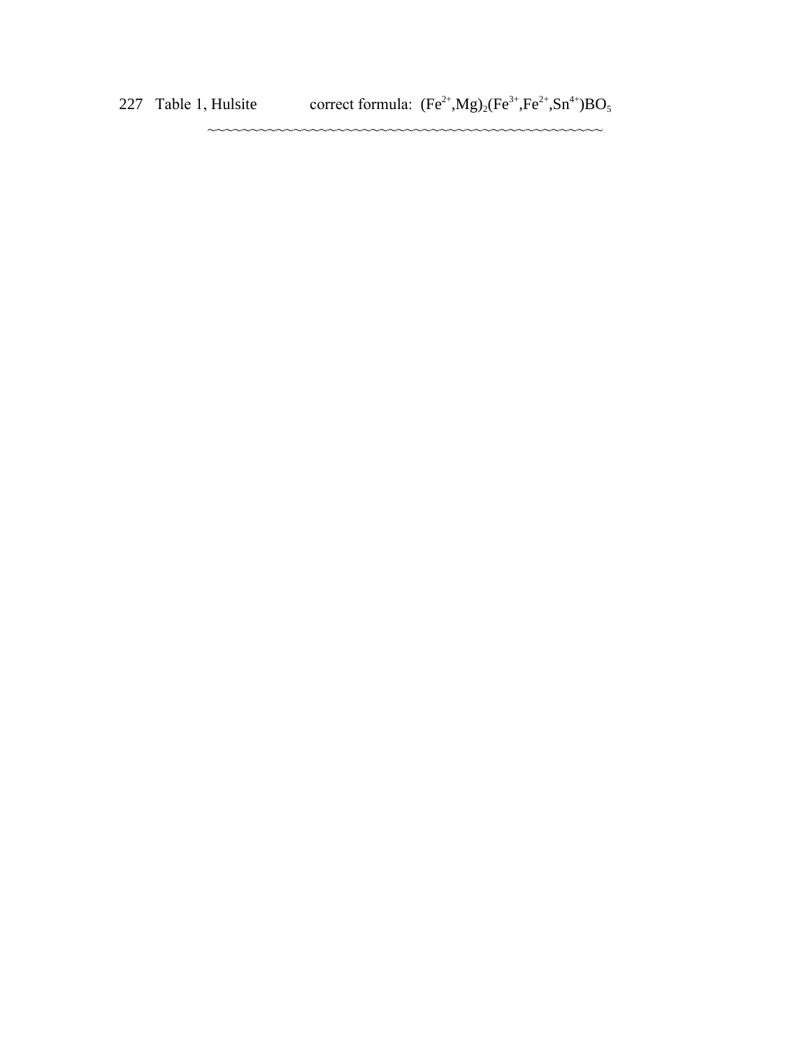227 Table 1, Hulsite correct formula: $(Fe^{2+},Mg)_2(Fe^{3+},Fe^{2+},Sn^{4+})BO_5$

~~~~~~~~~~~~~~~~~~~~~~~~~~~~~~~~~~~~~~~~~~~~~~~~~~~~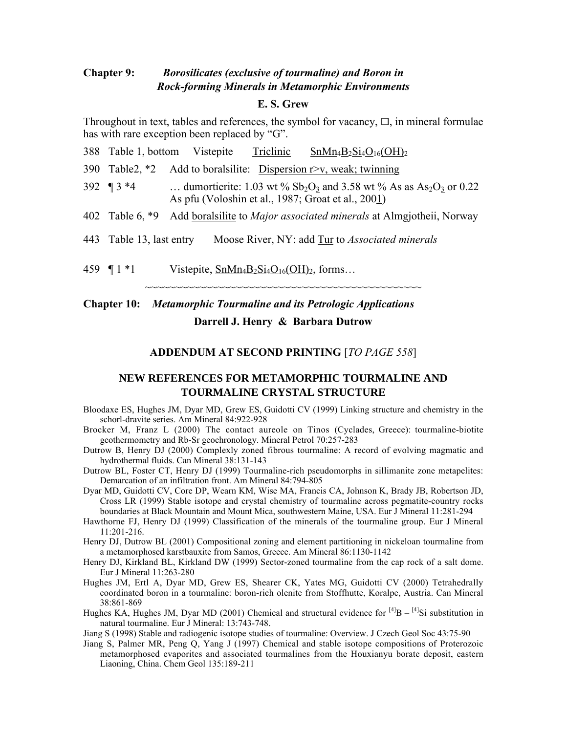## Chapter 9: *Borosilicates (exclusive of tourmaline) and Boron in Rock-forming Minerals in Metamorphic Environments*

**E. S. Grew**

Throughout in text, tables and references, the symbol for vacancy, □, in mineral formulae has with rare exception been replaced by "G".

388 Table 1, bottom Vistepite Triclinic $SnMn_4B_2Si_4O_{16}(OH)_2$

390 Table2, *2 Add to boralsilite: Dispersion r>v, weak; twinning

392 ¶ 3 *4 … dumortierite: 1.03 wt % $Sb_2O_3$ and 3.58 wt % As as $As_2O_3$ or 0.22 As pfu (Voloshin et al., 1987; Groat et al., 2001)

402 Table 6, *9 Add boralsilite to *Major associated minerals* at Almgjotheii, Norway

443 Table 13, last entry Moose River, NY: add Tur to *Associated minerals*

459 ¶ 1 *1 Vistepite, $SnMn_4B_2Si_4O_{16}(OH)_2$, forms…

~~~~~~~~~~~~~~~~~~~~~~~~~~~~~~~~~~~~~~~~~~~~~~~~

## Chapter 10: *Metamorphic Tourmaline and its Petrologic Applications*

**Darrell J. Henry & Barbara Dutrow**

### ADDENDUM AT SECOND PRINTING [*TO PAGE 558*]

### NEW REFERENCES FOR METAMORPHIC TOURMALINE AND TOURMALINE CRYSTAL STRUCTURE

Bloodaxe ES, Hughes JM, Dyar MD, Grew ES, Guidotti CV (1999) Linking structure and chemistry in the schorl-dravite series. Am Mineral 84:922-928

Brocker M, Franz L (2000) The contact aureole on Tinos (Cyclades, Greece): tourmaline-biotite geothermometry and Rb-Sr geochronology. Mineral Petrol 70:257-283

Dutrow B, Henry DJ (2000) Complexly zoned fibrous tourmaline: A record of evolving magmatic and hydrothermal fluids. Can Mineral 38:131-143

Dutrow BL, Foster CT, Henry DJ (1999) Tourmaline-rich pseudomorphs in sillimanite zone metapelites: Demarcation of an infiltration front. Am Mineral 84:794-805

Dyar MD, Guidotti CV, Core DP, Wearn KM, Wise MA, Francis CA, Johnson K, Brady JB, Robertson JD, Cross LR (1999) Stable isotope and crystal chemistry of tourmaline across pegmatite-country rocks boundaries at Black Mountain and Mount Mica, southwestern Maine, USA. Eur J Mineral 11:281-294

Hawthorne FJ, Henry DJ (1999) Classification of the minerals of the tourmaline group. Eur J Mineral 11:201-216.

Henry DJ, Dutrow BL (2001) Compositional zoning and element partitioning in nickeloan tourmaline from a metamorphosed karstbauxite from Samos, Greece. Am Mineral 86:1130-1142

Henry DJ, Kirkland BL, Kirkland DW (1999) Sector-zoned tourmaline from the cap rock of a salt dome. Eur J Mineral 11:263-280

Hughes JM, Ertl A, Dyar MD, Grew ES, Shearer CK, Yates MG, Guidotti CV (2000) Tetrahedrally coordinated boron in a tourmaline: boron-rich olenite from Stoffhutte, Koralpe, Austria. Can Mineral 38:861-869

Hughes KA, Hughes JM, Dyar MD (2001) Chemical and structural evidence for $^{[4]}B$ – $^{[4]}Si$ substitution in natural tourmaline. Eur J Mineral: 13:743-748.

Jiang S (1998) Stable and radiogenic isotope studies of tourmaline: Overview. J Czech Geol Soc 43:75-90

Jiang S, Palmer MR, Peng Q, Yang J (1997) Chemical and stable isotope compositions of Proterozoic metamorphosed evaporites and associated tourmalines from the Houxianyu borate deposit, eastern Liaoning, China. Chem Geol 135:189-211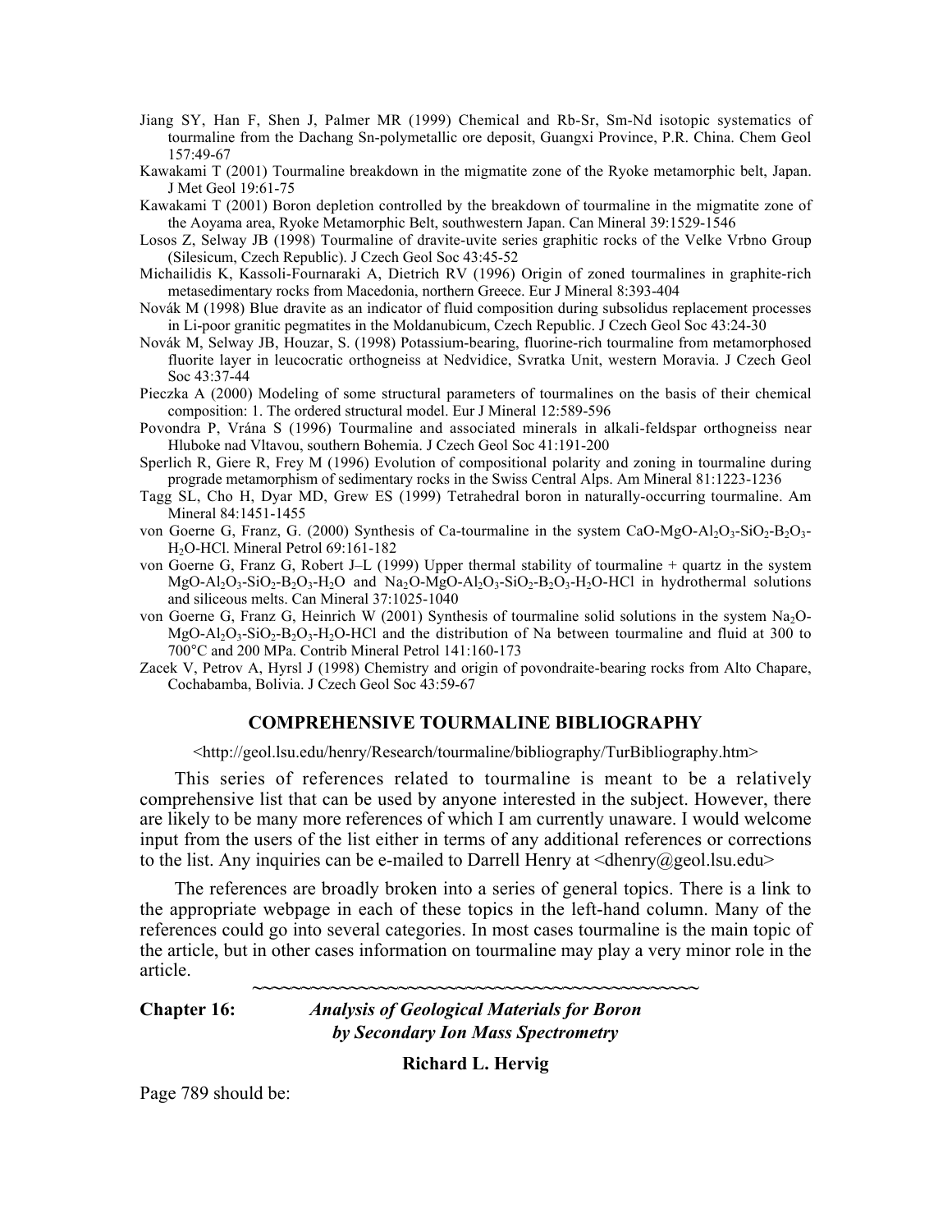Jiang SY, Han F, Shen J, Palmer MR (1999) Chemical and Rb-Sr, Sm-Nd isotopic systematics of tourmaline from the Dachang Sn-polymetallic ore deposit, Guangxi Province, P.R. China. Chem Geol 157:49-67

Kawakami T (2001) Tourmaline breakdown in the migmatite zone of the Ryoke metamorphic belt, Japan. J Met Geol 19:61-75

Kawakami T (2001) Boron depletion controlled by the breakdown of tourmaline in the migmatite zone of the Aoyama area, Ryoke Metamorphic Belt, southwestern Japan. Can Mineral 39:1529-1546

Losos Z, Selway JB (1998) Tourmaline of dravite-uvite series graphitic rocks of the Velke Vrbno Group (Silesicum, Czech Republic). J Czech Geol Soc 43:45-52

Michailidis K, Kassoli-Fournaraki A, Dietrich RV (1996) Origin of zoned tourmalines in graphite-rich metasedimentary rocks from Macedonia, northern Greece. Eur J Mineral 8:393-404

Novák M (1998) Blue dravite as an indicator of fluid composition during subsolidus replacement processes in Li-poor granitic pegmatites in the Moldanubicum, Czech Republic. J Czech Geol Soc 43:24-30

Novák M, Selway JB, Houzar, S. (1998) Potassium-bearing, fluorine-rich tourmaline from metamorphosed fluorite layer in leucocratic orthogneiss at Nedvidice, Svratka Unit, western Moravia. J Czech Geol Soc 43:37-44

Pieczka A (2000) Modeling of some structural parameters of tourmalines on the basis of their chemical composition: 1. The ordered structural model. Eur J Mineral 12:589-596

Povondra P, Vrána S (1996) Tourmaline and associated minerals in alkali-feldspar orthogneiss near Hluboke nad Vltavou, southern Bohemia. J Czech Geol Soc 41:191-200

Sperlich R, Giere R, Frey M (1996) Evolution of compositional polarity and zoning in tourmaline during prograde metamorphism of sedimentary rocks in the Swiss Central Alps. Am Mineral 81:1223-1236

Tagg SL, Cho H, Dyar MD, Grew ES (1999) Tetrahedral boron in naturally-occurring tourmaline. Am Mineral 84:1451-1455

von Goerne G, Franz, G. (2000) Synthesis of Ca-tourmaline in the system $CaO$-$MgO$-$Al_2O_3$-$SiO_2$-$B_2O_3$-$H_2O$-$HCl$. Mineral Petrol 69:161-182

von Goerne G, Franz G, Robert J–L (1999) Upper thermal stability of tourmaline + quartz in the system $MgO$-$Al_2O_3$-$SiO_2$-$B_2O_3$-$H_2O$ and $Na_2O$-$MgO$-$Al_2O_3$-$SiO_2$-$B_2O_3$-$H_2O$-$HCl$ in hydrothermal solutions and siliceous melts. Can Mineral 37:1025-1040

von Goerne G, Franz G, Heinrich W (2001) Synthesis of tourmaline solid solutions in the system $Na_2O$-$MgO$-$Al_2O_3$-$SiO_2$-$B_2O_3$-$H_2O$-$HCl$ and the distribution of Na between tourmaline and fluid at 300 to 700°C and 200 MPa. Contrib Mineral Petrol 141:160-173

Zacek V, Petrov A, Hyrsl J (1998) Chemistry and origin of povondraite-bearing rocks from Alto Chapare, Cochabamba, Bolivia. J Czech Geol Soc 43:59-67

## COMPREHENSIVE TOURMALINE BIBLIOGRAPHY

<http://geol.lsu.edu/henry/Research/tourmaline/bibliography/TurBibliography.htm>

This series of references related to tourmaline is meant to be a relatively comprehensive list that can be used by anyone interested in the subject. However, there are likely to be many more references of which I am currently unaware. I would welcome input from the users of the list either in terms of any additional references or corrections to the list. Any inquiries can be e-mailed to Darrell Henry at <dhenry@geol.lsu.edu>

The references are broadly broken into a series of general topics. There is a link to the appropriate webpage in each of these topics in the left-hand column. Many of the references could go into several categories. In most cases tourmaline is the main topic of the article, but in other cases information on tourmaline may play a very minor role in the article.

~~~~~~~~~~~~~~~~~~~~~~~~~~~~~~~~~~~~~~~~~~~~~~~~~~~~

## Chapter 16: *Analysis of Geological Materials for Boron by Secondary Ion Mass Spectrometry*

**Richard L. Hervig**

Page 789 should be: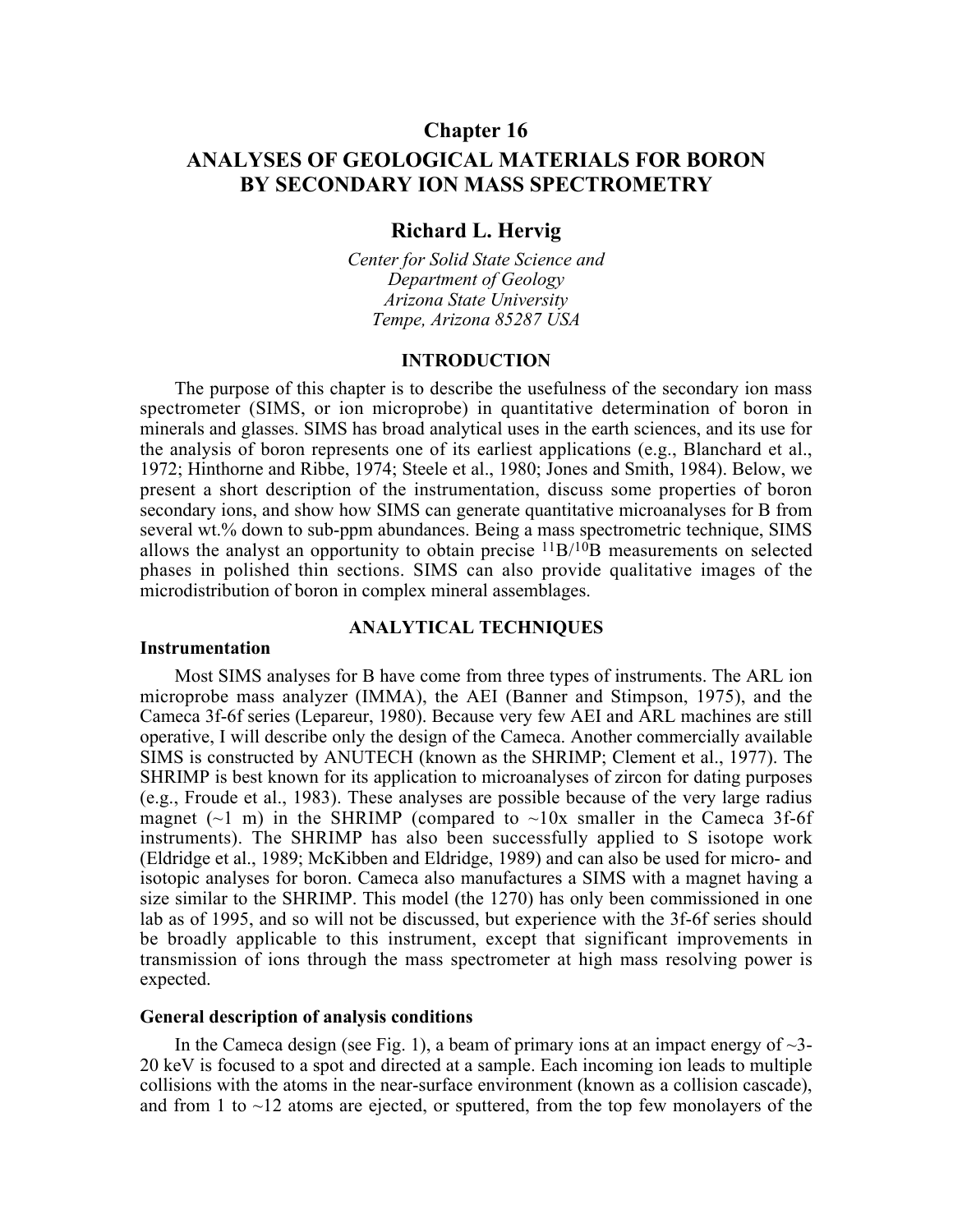# Chapter 16

# ANALYSES OF GEOLOGICAL MATERIALS FOR BORON BY SECONDARY ION MASS SPECTROMETRY

**Richard L. Hervig**

*Center for Solid State Science and*
*Department of Geology*
*Arizona State University*
*Tempe, Arizona 85287 USA*

## INTRODUCTION

The purpose of this chapter is to describe the usefulness of the secondary ion mass spectrometer (SIMS, or ion microprobe) in quantitative determination of boron in minerals and glasses. SIMS has broad analytical uses in the earth sciences, and its use for the analysis of boron represents one of its earliest applications (e.g., Blanchard et al., 1972; Hinthorne and Ribbe, 1974; Steele et al., 1980; Jones and Smith, 1984). Below, we present a short description of the instrumentation, discuss some properties of boron secondary ions, and show how SIMS can generate quantitative microanalyses for B from several wt.% down to sub-ppm abundances. Being a mass spectrometric technique, SIMS allows the analyst an opportunity to obtain precise $^{11}B/^{10}B$ measurements on selected phases in polished thin sections. SIMS can also provide qualitative images of the microdistribution of boron in complex mineral assemblages.

## ANALYTICAL TECHNIQUES

### Instrumentation

Most SIMS analyses for B have come from three types of instruments. The ARL ion microprobe mass analyzer (IMMA), the AEI (Banner and Stimpson, 1975), and the Cameca 3f-6f series (Lepareur, 1980). Because very few AEI and ARL machines are still operative, I will describe only the design of the Cameca. Another commercially available SIMS is constructed by ANUTECH (known as the SHRIMP; Clement et al., 1977). The SHRIMP is best known for its application to microanalyses of zircon for dating purposes (e.g., Froude et al., 1983). These analyses are possible because of the very large radius magnet (~1 m) in the SHRIMP (compared to ~10x smaller in the Cameca 3f-6f instruments). The SHRIMP has also been successfully applied to S isotope work (Eldridge et al., 1989; McKibben and Eldridge, 1989) and can also be used for micro- and isotopic analyses for boron. Cameca also manufactures a SIMS with a magnet having a size similar to the SHRIMP. This model (the 1270) has only been commissioned in one lab as of 1995, and so will not be discussed, but experience with the 3f-6f series should be broadly applicable to this instrument, except that significant improvements in transmission of ions through the mass spectrometer at high mass resolving power is expected.

### General description of analysis conditions

In the Cameca design (see Fig. 1), a beam of primary ions at an impact energy of ~3-20 keV is focused to a spot and directed at a sample. Each incoming ion leads to multiple collisions with the atoms in the near-surface environment (known as a collision cascade), and from 1 to ~12 atoms are ejected, or sputtered, from the top few monolayers of the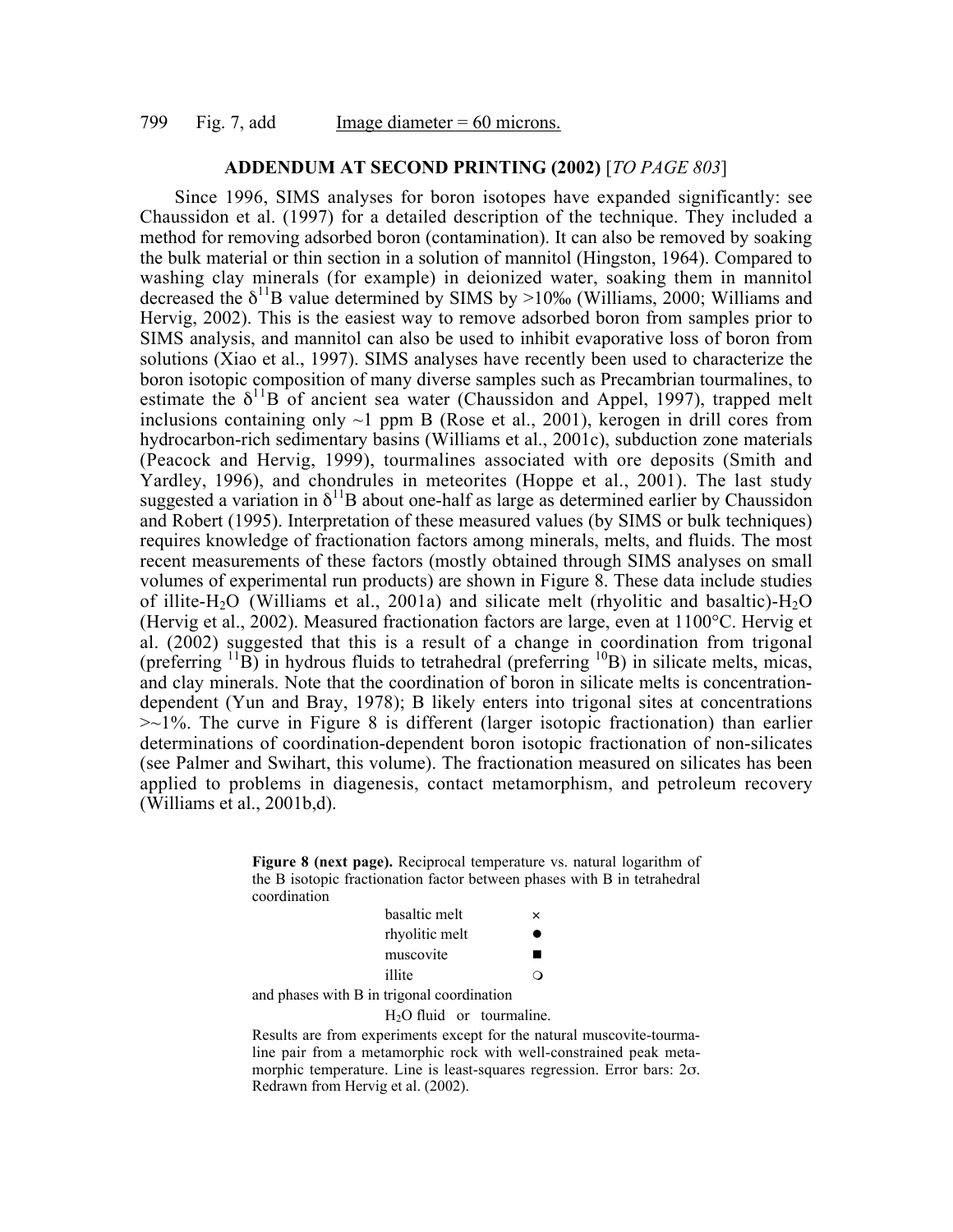799 Fig. 7, add Image diameter = 60 microns.

## ADDENDUM AT SECOND PRINTING (2002) [*TO PAGE 803*]

Since 1996, SIMS analyses for boron isotopes have expanded significantly: see Chaussidon et al. (1997) for a detailed description of the technique. They included a method for removing adsorbed boron (contamination). It can also be removed by soaking the bulk material or thin section in a solution of mannitol (Hingston, 1964). Compared to washing clay minerals (for example) in deionized water, soaking them in mannitol decreased the $\delta^{11}B$ value determined by SIMS by >10‰ (Williams, 2000; Williams and Hervig, 2002). This is the easiest way to remove adsorbed boron from samples prior to SIMS analysis, and mannitol can also be used to inhibit evaporative loss of boron from solutions (Xiao et al., 1997). SIMS analyses have recently been used to characterize the boron isotopic composition of many diverse samples such as Precambrian tourmalines, to estimate the $\delta^{11}B$ of ancient sea water (Chaussidon and Appel, 1997), trapped melt inclusions containing only ~1 ppm B (Rose et al., 2001), kerogen in drill cores from hydrocarbon-rich sedimentary basins (Williams et al., 2001c), subduction zone materials (Peacock and Hervig, 1999), tourmalines associated with ore deposits (Smith and Yardley, 1996), and chondrules in meteorites (Hoppe et al., 2001). The last study suggested a variation in $\delta^{11}B$ about one-half as large as determined earlier by Chaussidon and Robert (1995). Interpretation of these measured values (by SIMS or bulk techniques) requires knowledge of fractionation factors among minerals, melts, and fluids. The most recent measurements of these factors (mostly obtained through SIMS analyses on small volumes of experimental run products) are shown in Figure 8. These data include studies of illite-$H_2O$ (Williams et al., 2001a) and silicate melt (rhyolitic and basaltic)-$H_2O$ (Hervig et al., 2002). Measured fractionation factors are large, even at 1100°C. Hervig et al. (2002) suggested that this is a result of a change in coordination from trigonal (preferring $^{11}B$) in hydrous fluids to tetrahedral (preferring $^{10}B$) in silicate melts, micas, and clay minerals. Note that the coordination of boron in silicate melts is concentration-dependent (Yun and Bray, 1978); B likely enters into trigonal sites at concentrations >~1%. The curve in Figure 8 is different (larger isotopic fractionation) than earlier determinations of coordination-dependent boron isotopic fractionation of non-silicates (see Palmer and Swihart, this volume). The fractionation measured on silicates has been applied to problems in diagenesis, contact metamorphism, and petroleum recovery (Williams et al., 2001b,d).

**Figure 8 (next page).** Reciprocal temperature vs. natural logarithm of the B isotopic fractionation factor between phases with B in tetrahedral coordination

| | |
|---|---|
| basaltic melt | × |
| rhyolitic melt | ● |
| muscovite | ■ |
| illite | ❍ |

and phases with B in trigonal coordination

$H_2O$ fluid or tourmaline.

Results are from experiments except for the natural muscovite-tourmaline pair from a metamorphic rock with well-constrained peak metamorphic temperature. Line is least-squares regression. Error bars: 2σ. Redrawn from Hervig et al. (2002).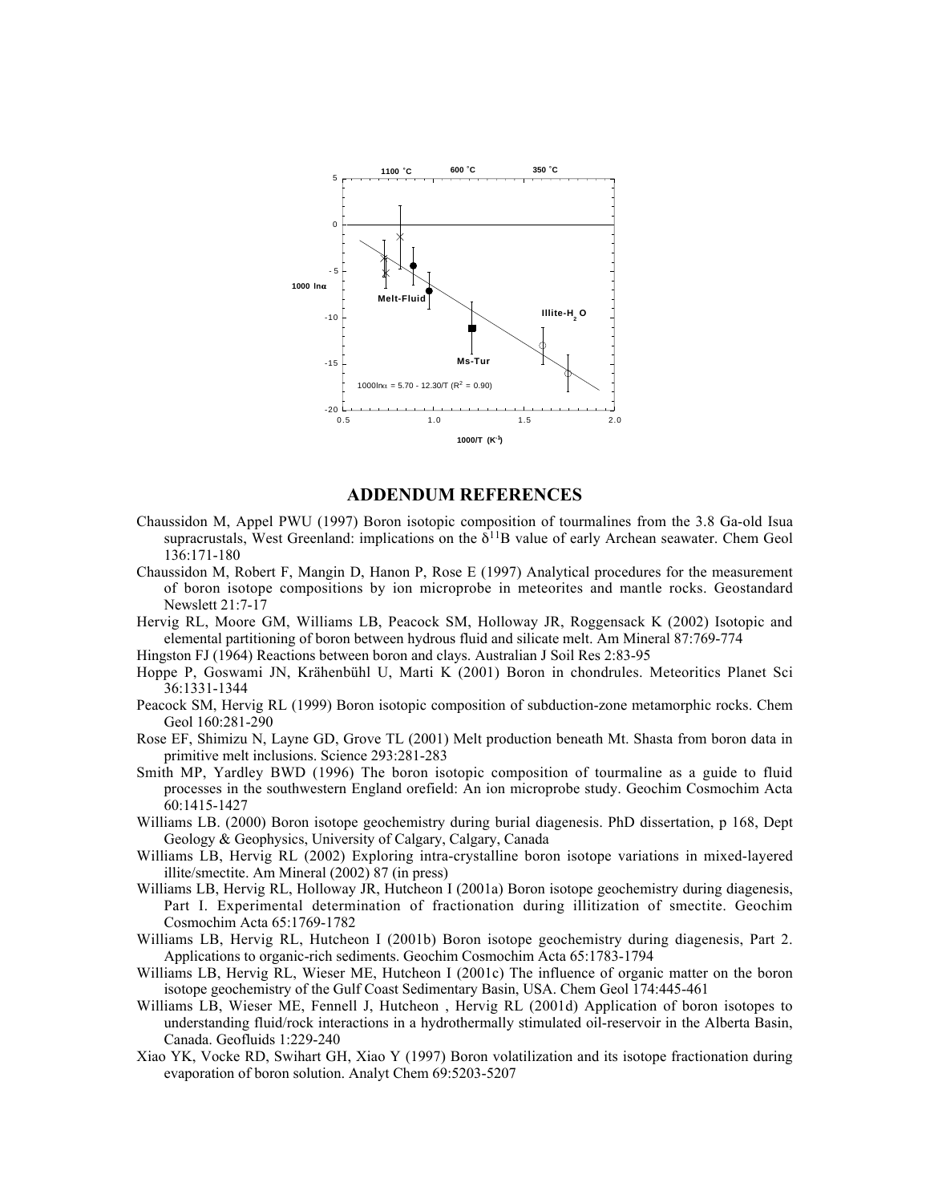1100 ˚C    600 ˚C    350 ˚C

5

0

-5

1000 lnα

-10

-15

-20

0.5    1.0    1.5    2.0

1000/T ($K^{-1}$)

Melt-Fluid

Illite-$H_2O$

Ms-Tur

$1000\ln\alpha = 5.70 - 12.30/T$ ($R^2 = 0.90$)

# ADDENDUM REFERENCES

Chaussidon M, Appel PWU (1997) Boron isotopic composition of tourmalines from the 3.8 Ga-old Isua supracrustals, West Greenland: implications on the $\delta^{11}B$ value of early Archean seawater. Chem Geol 136:171-180

Chaussidon M, Robert F, Mangin D, Hanon P, Rose E (1997) Analytical procedures for the measurement of boron isotope compositions by ion microprobe in meteorites and mantle rocks. Geostandard Newslett 21:7-17

Hervig RL, Moore GM, Williams LB, Peacock SM, Holloway JR, Roggensack K (2002) Isotopic and elemental partitioning of boron between hydrous fluid and silicate melt. Am Mineral 87:769-774

Hingston FJ (1964) Reactions between boron and clays. Australian J Soil Res 2:83-95

Hoppe P, Goswami JN, Krähenbühl U, Marti K (2001) Boron in chondrules. Meteoritics Planet Sci 36:1331-1344

Peacock SM, Hervig RL (1999) Boron isotopic composition of subduction-zone metamorphic rocks. Chem Geol 160:281-290

Rose EF, Shimizu N, Layne GD, Grove TL (2001) Melt production beneath Mt. Shasta from boron data in primitive melt inclusions. Science 293:281-283

Smith MP, Yardley BWD (1996) The boron isotopic composition of tourmaline as a guide to fluid processes in the southwestern England orefield: An ion microprobe study. Geochim Cosmochim Acta 60:1415-1427

Williams LB. (2000) Boron isotope geochemistry during burial diagenesis. PhD dissertation, p 168, Dept Geology & Geophysics, University of Calgary, Calgary, Canada

Williams LB, Hervig RL (2002) Exploring intra-crystalline boron isotope variations in mixed-layered illite/smectite. Am Mineral (2002) 87 (in press)

Williams LB, Hervig RL, Holloway JR, Hutcheon I (2001a) Boron isotope geochemistry during diagenesis, Part I. Experimental determination of fractionation during illitization of smectite. Geochim Cosmochim Acta 65:1769-1782

Williams LB, Hervig RL, Hutcheon I (2001b) Boron isotope geochemistry during diagenesis, Part 2. Applications to organic-rich sediments. Geochim Cosmochim Acta 65:1783-1794

Williams LB, Hervig RL, Wieser ME, Hutcheon I (2001c) The influence of organic matter on the boron isotope geochemistry of the Gulf Coast Sedimentary Basin, USA. Chem Geol 174:445-461

Williams LB, Wieser ME, Fennell J, Hutcheon , Hervig RL (2001d) Application of boron isotopes to understanding fluid/rock interactions in a hydrothermally stimulated oil-reservoir in the Alberta Basin, Canada. Geofluids 1:229-240

Xiao YK, Vocke RD, Swihart GH, Xiao Y (1997) Boron volatilization and its isotope fractionation during evaporation of boron solution. Analyt Chem 69:5203-5207